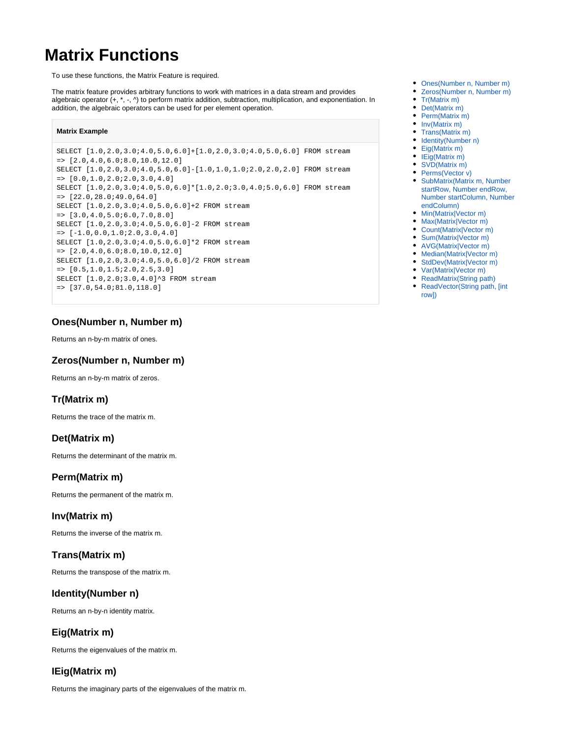# Matrix Functions

To use these functions, the Matrix Feature is required.

The matrix feature provides arbitrary functions to work with matrices in a data stream and provides algebraic operator (+, *, -, ^) to perform matrix addition, subtraction, multiplication, and exponentiation. In addition, the algebraic operators can be used for per element operation.

- Ones(Number n, Number m)
- Zeros(Number n, Number m)
- Tr(Matrix m)
- Det(Matrix m)
- Perm(Matrix m)
- Inv(Matrix m)
- Trans(Matrix m)
- Identity(Number n)
- Eig(Matrix m)
- IEig(Matrix m)
- SVD(Matrix m)
- Perms(Vector v)
- SubMatrix(Matrix m, Number startRow, Number endRow, Number startColumn, Number endColumn)
- Min(Matrix|Vector m)
- Max(Matrix|Vector m)
- Count(Matrix|Vector m)
- Sum(Matrix|Vector m)
- AVG(Matrix|Vector m)
- Median(Matrix|Vector m)
- StdDev(Matrix|Vector m)
- Var(Matrix|Vector m)
- ReadMatrix(String path)
- ReadVector(String path, [int row])

**Matrix Example**

```
SELECT [1.0,2.0,3.0;4.0,5.0,6.0]+[1.0,2.0,3.0;4.0,5.0,6.0] FROM stream
=> [2.0,4.0,6.0;8.0,10.0,12.0]
SELECT [1.0,2.0,3.0;4.0,5.0,6.0]-[1.0,1.0,1.0;2.0,2.0,2.0] FROM stream
=> [0.0,1.0,2.0;2.0,3.0,4.0]
SELECT [1.0,2.0,3.0;4.0,5.0,6.0]*[1.0,2.0;3.0,4.0;5.0,6.0] FROM stream
=> [22.0,28.0;49.0,64.0]
SELECT [1.0,2.0,3.0;4.0,5.0,6.0]+2 FROM stream
=> [3.0,4.0,5.0;6.0,7.0,8.0]
SELECT [1.0,2.0,3.0;4.0,5.0,6.0]-2 FROM stream
=> [-1.0,0.0,1.0;2.0,3.0,4.0]
SELECT [1.0,2.0,3.0;4.0,5.0,6.0]*2 FROM stream
=> [2.0,4.0,6.0;8.0,10.0,12.0]
SELECT [1.0,2.0,3.0;4.0,5.0,6.0]/2 FROM stream
=> [0.5,1.0,1.5;2.0,2.5,3.0]
SELECT [1.0,2.0;3.0,4.0]^3 FROM stream
=> [37.0,54.0;81.0,118.0]
```

### Ones(Number n, Number m)

Returns an n-by-m matrix of ones.

### Zeros(Number n, Number m)

Returns an n-by-m matrix of zeros.

### Tr(Matrix m)

Returns the trace of the matrix m.

### Det(Matrix m)

Returns the determinant of the matrix m.

### Perm(Matrix m)

Returns the permanent of the matrix m.

### Inv(Matrix m)

Returns the inverse of the matrix m.

### Trans(Matrix m)

Returns the transpose of the matrix m.

### Identity(Number n)

Returns an n-by-n identity matrix.

### Eig(Matrix m)

Returns the eigenvalues of the matrix m.

### IEig(Matrix m)

Returns the imaginary parts of the eigenvalues of the matrix m.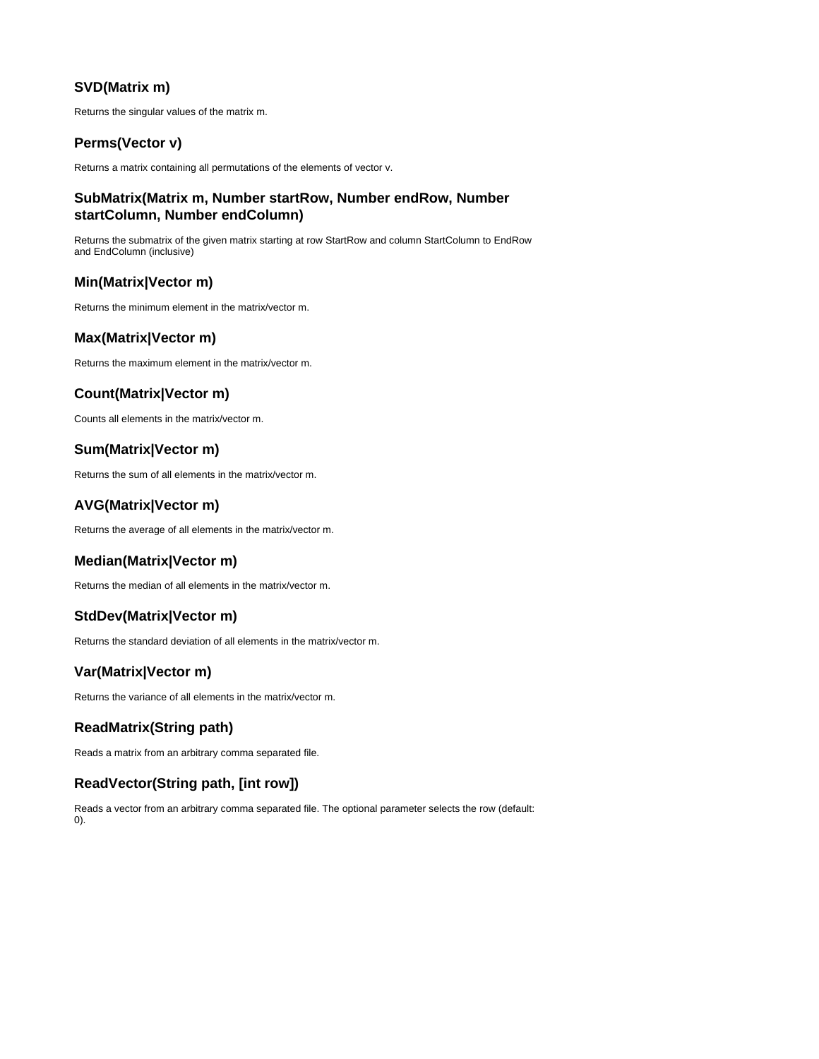### SVD(Matrix m)

Returns the singular values of the matrix m.

### Perms(Vector v)

Returns a matrix containing all permutations of the elements of vector v.

### SubMatrix(Matrix m, Number startRow, Number endRow, Number startColumn, Number endColumn)

Returns the submatrix of the given matrix starting at row StartRow and column StartColumn to EndRow and EndColumn (inclusive)

### Min(Matrix|Vector m)

Returns the minimum element in the matrix/vector m.

### Max(Matrix|Vector m)

Returns the maximum element in the matrix/vector m.

### Count(Matrix|Vector m)

Counts all elements in the matrix/vector m.

### Sum(Matrix|Vector m)

Returns the sum of all elements in the matrix/vector m.

### AVG(Matrix|Vector m)

Returns the average of all elements in the matrix/vector m.

### Median(Matrix|Vector m)

Returns the median of all elements in the matrix/vector m.

### StdDev(Matrix|Vector m)

Returns the standard deviation of all elements in the matrix/vector m.

### Var(Matrix|Vector m)

Returns the variance of all elements in the matrix/vector m.

### ReadMatrix(String path)

Reads a matrix from an arbitrary comma separated file.

### ReadVector(String path, [int row])

Reads a vector from an arbitrary comma separated file. The optional parameter selects the row (default: 0).